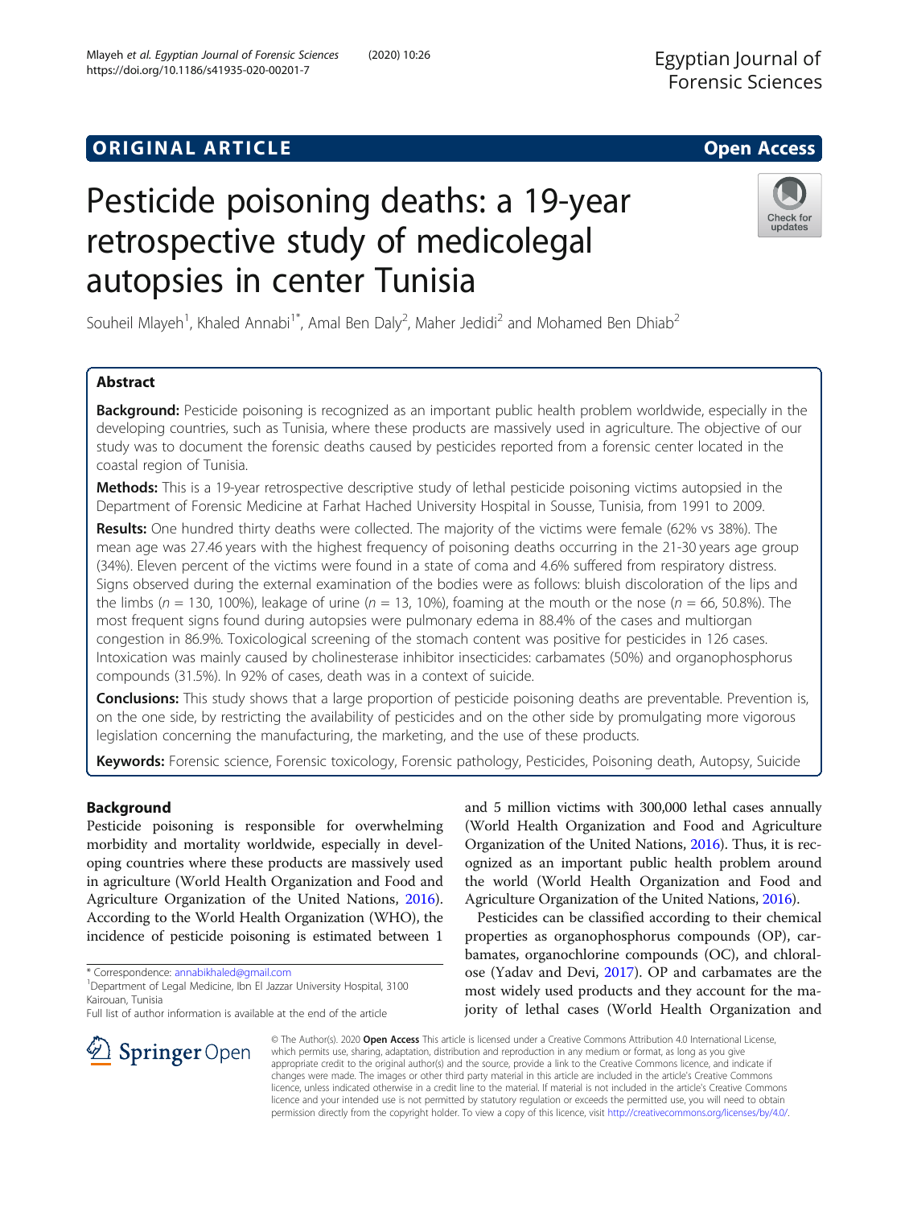ORIGINAL ARTICLE

Open Access

# Pesticide poisoning deaths: a 19-year retrospective study of medicolegal autopsies in center Tunisia

Souheil Mlayeh[1], Khaled Annabi[1*], Amal Ben Daly[2], Maher Jedidi[2] and Mohamed Ben Dhiab[2]

## Abstract

**Background:** Pesticide poisoning is recognized as an important public health problem worldwide, especially in the developing countries, such as Tunisia, where these products are massively used in agriculture. The objective of our study was to document the forensic deaths caused by pesticides reported from a forensic center located in the coastal region of Tunisia.

**Methods:** This is a 19-year retrospective descriptive study of lethal pesticide poisoning victims autopsied in the Department of Forensic Medicine at Farhat Hached University Hospital in Sousse, Tunisia, from 1991 to 2009.

**Results:** One hundred thirty deaths were collected. The majority of the victims were female (62% vs 38%). The mean age was 27.46 years with the highest frequency of poisoning deaths occurring in the 21-30 years age group (34%). Eleven percent of the victims were found in a state of coma and 4.6% suffered from respiratory distress. Signs observed during the external examination of the bodies were as follows: bluish discoloration of the lips and the limbs ($n$ = 130, 100%), leakage of urine ($n$ = 13, 10%), foaming at the mouth or the nose ($n$ = 66, 50.8%). The most frequent signs found during autopsies were pulmonary edema in 88.4% of the cases and multiorgan congestion in 86.9%. Toxicological screening of the stomach content was positive for pesticides in 126 cases. Intoxication was mainly caused by cholinesterase inhibitor insecticides: carbamates (50%) and organophosphorus compounds (31.5%). In 92% of cases, death was in a context of suicide.

**Conclusions:** This study shows that a large proportion of pesticide poisoning deaths are preventable. Prevention is, on the one side, by restricting the availability of pesticides and on the other side by promulgating more vigorous legislation concerning the manufacturing, the marketing, and the use of these products.

**Keywords:** Forensic science, Forensic toxicology, Forensic pathology, Pesticides, Poisoning death, Autopsy, Suicide

## Background

Pesticide poisoning is responsible for overwhelming morbidity and mortality worldwide, especially in developing countries where these products are massively used in agriculture (World Health Organization and Food and Agriculture Organization of the United Nations, 2016). According to the World Health Organization (WHO), the incidence of pesticide poisoning is estimated between 1 and 5 million victims with 300,000 lethal cases annually (World Health Organization and Food and Agriculture Organization of the United Nations, 2016). Thus, it is recognized as an important public health problem around the world (World Health Organization and Food and Agriculture Organization of the United Nations, 2016).

Pesticides can be classified according to their chemical properties as organophosphorus compounds (OP), carbamates, organochlorine compounds (OC), and chloralose (Yadav and Devi, 2017). OP and carbamates are the most widely used products and they account for the majority of lethal cases (World Health Organization and

* Correspondence: annabikhaled@gmail.com
[1]Department of Legal Medicine, Ibn El Jazzar University Hospital, 3100 Kairouan, Tunisia
Full list of author information is available at the end of the article

© The Author(s). 2020 **Open Access** This article is licensed under a Creative Commons Attribution 4.0 International License, which permits use, sharing, adaptation, distribution and reproduction in any medium or format, as long as you give appropriate credit to the original author(s) and the source, provide a link to the Creative Commons licence, and indicate if changes were made. The images or other third party material in this article are included in the article's Creative Commons licence, unless indicated otherwise in a credit line to the material. If material is not included in the article's Creative Commons licence and your intended use is not permitted by statutory regulation or exceeds the permitted use, you will need to obtain permission directly from the copyright holder. To view a copy of this licence, visit http://creativecommons.org/licenses/by/4.0/.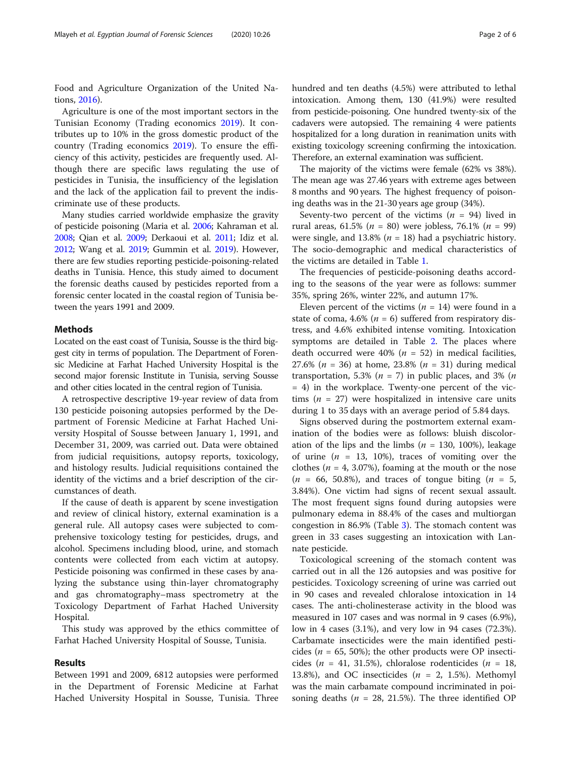Food and Agriculture Organization of the United Nations, 2016).

Agriculture is one of the most important sectors in the Tunisian Economy (Trading economics 2019). It contributes up to 10% in the gross domestic product of the country (Trading economics 2019). To ensure the efficiency of this activity, pesticides are frequently used. Although there are specific laws regulating the use of pesticides in Tunisia, the insufficiency of the legislation and the lack of the application fail to prevent the indiscriminate use of these products.

Many studies carried worldwide emphasize the gravity of pesticide poisoning (Maria et al. 2006; Kahraman et al. 2008; Qian et al. 2009; Derkaoui et al. 2011; Idiz et al. 2012; Wang et al. 2019; Gummin et al. 2019). However, there are few studies reporting pesticide-poisoning-related deaths in Tunisia. Hence, this study aimed to document the forensic deaths caused by pesticides reported from a forensic center located in the coastal region of Tunisia between the years 1991 and 2009.

## Methods

Located on the east coast of Tunisia, Sousse is the third biggest city in terms of population. The Department of Forensic Medicine at Farhat Hached University Hospital is the second major forensic Institute in Tunisia, serving Sousse and other cities located in the central region of Tunisia.

A retrospective descriptive 19-year review of data from 130 pesticide poisoning autopsies performed by the Department of Forensic Medicine at Farhat Hached University Hospital of Sousse between January 1, 1991, and December 31, 2009, was carried out. Data were obtained from judicial requisitions, autopsy reports, toxicology, and histology results. Judicial requisitions contained the identity of the victims and a brief description of the circumstances of death.

If the cause of death is apparent by scene investigation and review of clinical history, external examination is a general rule. All autopsy cases were subjected to comprehensive toxicology testing for pesticides, drugs, and alcohol. Specimens including blood, urine, and stomach contents were collected from each victim at autopsy. Pesticide poisoning was confirmed in these cases by analyzing the substance using thin-layer chromatography and gas chromatography–mass spectrometry at the Toxicology Department of Farhat Hached University Hospital.

This study was approved by the ethics committee of Farhat Hached University Hospital of Sousse, Tunisia.

## Results

Between 1991 and 2009, 6812 autopsies were performed in the Department of Forensic Medicine at Farhat Hached University Hospital in Sousse, Tunisia. Three hundred and ten deaths (4.5%) were attributed to lethal intoxication. Among them, 130 (41.9%) were resulted from pesticide-poisoning. One hundred twenty-six of the cadavers were autopsied. The remaining 4 were patients hospitalized for a long duration in reanimation units with existing toxicology screening confirming the intoxication. Therefore, an external examination was sufficient.

The majority of the victims were female (62% vs 38%). The mean age was 27.46 years with extreme ages between 8 months and 90 years. The highest frequency of poisoning deaths was in the 21-30 years age group (34%).

Seventy-two percent of the victims ($n$ = 94) lived in rural areas, 61.5% ($n$ = 80) were jobless, 76.1% ($n$ = 99) were single, and 13.8% ($n$ = 18) had a psychiatric history. The socio-demographic and medical characteristics of the victims are detailed in Table 1.

The frequencies of pesticide-poisoning deaths according to the seasons of the year were as follows: summer 35%, spring 26%, winter 22%, and autumn 17%.

Eleven percent of the victims ($n$ = 14) were found in a state of coma, 4.6% ($n$ = 6) suffered from respiratory distress, and 4.6% exhibited intense vomiting. Intoxication symptoms are detailed in Table 2. The places where death occurred were 40% ($n$ = 52) in medical facilities, 27.6% ($n$ = 36) at home, 23.8% ($n$ = 31) during medical transportation, 5.3% ($n$ = 7) in public places, and 3% ($n$ = 4) in the workplace. Twenty-one percent of the victims ($n$ = 27) were hospitalized in intensive care units during 1 to 35 days with an average period of 5.84 days.

Signs observed during the postmortem external examination of the bodies were as follows: bluish discoloration of the lips and the limbs ($n$ = 130, 100%), leakage of urine ($n$ = 13, 10%), traces of vomiting over the clothes ($n$ = 4, 3.07%), foaming at the mouth or the nose ($n$ = 66, 50.8%), and traces of tongue biting ($n$ = 5, 3.84%). One victim had signs of recent sexual assault. The most frequent signs found during autopsies were pulmonary edema in 88.4% of the cases and multiorgan congestion in 86.9% (Table 3). The stomach content was green in 33 cases suggesting an intoxication with Lannate pesticide.

Toxicological screening of the stomach content was carried out in all the 126 autopsies and was positive for pesticides. Toxicology screening of urine was carried out in 90 cases and revealed chloralose intoxication in 14 cases. The anti-cholinesterase activity in the blood was measured in 107 cases and was normal in 9 cases (6.9%), low in 4 cases (3.1%), and very low in 94 cases (72.3%). Carbamate insecticides were the main identified pesticides ($n$ = 65, 50%); the other products were OP insecticides ($n$ = 41, 31.5%), chloralose rodenticides ($n$ = 18, 13.8%), and OC insecticides ($n$ = 2, 1.5%). Methomyl was the main carbamate compound incriminated in poisoning deaths ($n$ = 28, 21.5%). The three identified OP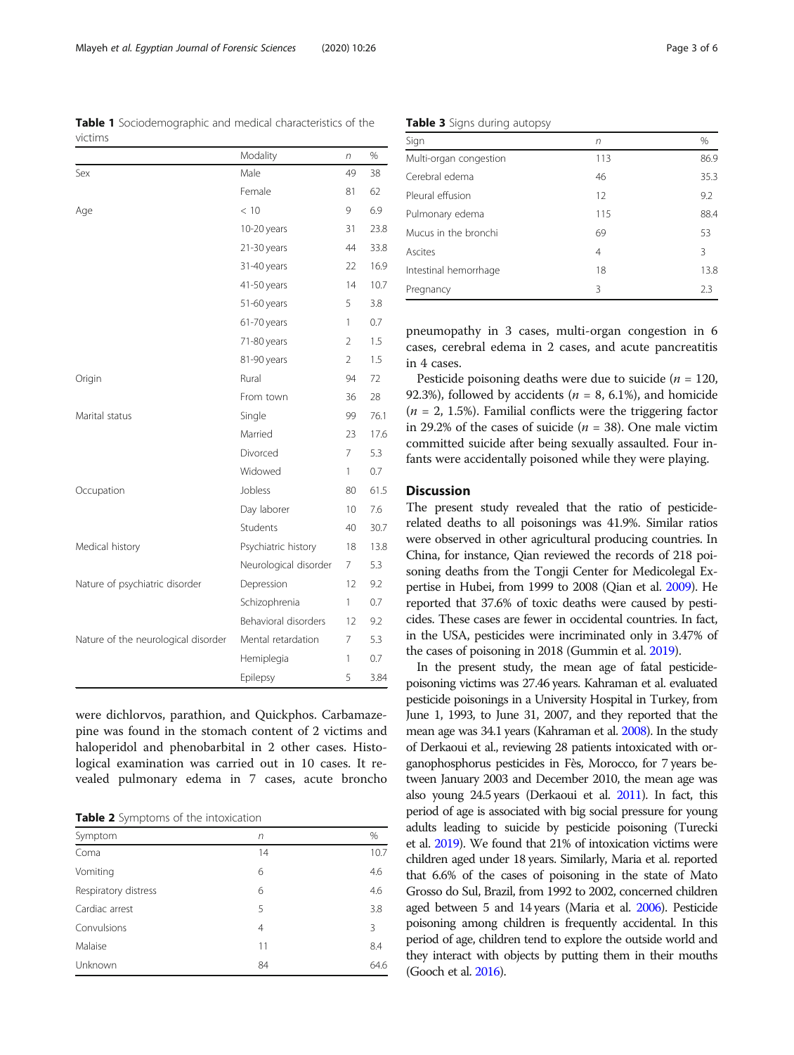**Table 1** Sociodemographic and medical characteristics of the victims

| | Modality | *n* | % |
|---|---|---|---|
| Sex | Male | 49 | 38 |
| | Female | 81 | 62 |
| Age | < 10 | 9 | 6.9 |
| | 10-20 years | 31 | 23.8 |
| | 21-30 years | 44 | 33.8 |
| | 31-40 years | 22 | 16.9 |
| | 41-50 years | 14 | 10.7 |
| | 51-60 years | 5 | 3.8 |
| | 61-70 years | 1 | 0.7 |
| | 71-80 years | 2 | 1.5 |
| | 81-90 years | 2 | 1.5 |
| Origin | Rural | 94 | 72 |
| | From town | 36 | 28 |
| Marital status | Single | 99 | 76.1 |
| | Married | 23 | 17.6 |
| | Divorced | 7 | 5.3 |
| | Widowed | 1 | 0.7 |
| Occupation | Jobless | 80 | 61.5 |
| | Day laborer | 10 | 7.6 |
| | Students | 40 | 30.7 |
| Medical history | Psychiatric history | 18 | 13.8 |
| | Neurological disorder | 7 | 5.3 |
| Nature of psychiatric disorder | Depression | 12 | 9.2 |
| | Schizophrenia | 1 | 0.7 |
| | Behavioral disorders | 12 | 9.2 |
| Nature of the neurological disorder | Mental retardation | 7 | 5.3 |
| | Hemiplegia | 1 | 0.7 |
| | Epilepsy | 5 | 3.84 |

were dichlorvos, parathion, and Quickphos. Carbamazepine was found in the stomach content of 2 victims and haloperidol and phenobarbital in 2 other cases. Histological examination was carried out in 10 cases. It revealed pulmonary edema in 7 cases, acute bronchopneumopathy in 3 cases, multi-organ congestion in 6 cases, cerebral edema in 2 cases, and acute pancreatitis in 4 cases.

**Table 2** Symptoms of the intoxication

| Symptom | *n* | % |
|---|---|---|
| Coma | 14 | 10.7 |
| Vomiting | 6 | 4.6 |
| Respiratory distress | 6 | 4.6 |
| Cardiac arrest | 5 | 3.8 |
| Convulsions | 4 | 3 |
| Malaise | 11 | 8.4 |
| Unknown | 84 | 64.6 |

**Table 3** Signs during autopsy

| Sign | *n* | % |
|---|---|---|
| Multi-organ congestion | 113 | 86.9 |
| Cerebral edema | 46 | 35.3 |
| Pleural effusion | 12 | 9.2 |
| Pulmonary edema | 115 | 88.4 |
| Mucus in the bronchi | 69 | 53 |
| Ascites | 4 | 3 |
| Intestinal hemorrhage | 18 | 13.8 |
| Pregnancy | 3 | 2.3 |

Pesticide poisoning deaths were due to suicide ($n = 120$, 92.3%), followed by accidents ($n = 8$, 6.1%), and homicide ($n = 2$, 1.5%). Familial conflicts were the triggering factor in 29.2% of the cases of suicide ($n = 38$). One male victim committed suicide after being sexually assaulted. Four infants were accidentally poisoned while they were playing.

## Discussion

The present study revealed that the ratio of pesticide-related deaths to all poisonings was 41.9%. Similar ratios were observed in other agricultural producing countries. In China, for instance, Qian reviewed the records of 218 poisoning deaths from the Tongji Center for Medicolegal Expertise in Hubei, from 1999 to 2008 (Qian et al. 2009). He reported that 37.6% of toxic deaths were caused by pesticides. These cases are fewer in occidental countries. In fact, in the USA, pesticides were incriminated only in 3.47% of the cases of poisoning in 2018 (Gummin et al. 2019).

In the present study, the mean age of fatal pesticide-poisoning victims was 27.46 years. Kahraman et al. evaluated pesticide poisonings in a University Hospital in Turkey, from June 1, 1993, to June 31, 2007, and they reported that the mean age was 34.1 years (Kahraman et al. 2008). In the study of Derkaoui et al., reviewing 28 patients intoxicated with organophosphorus pesticides in Fès, Morocco, for 7 years between January 2003 and December 2010, the mean age was also young 24.5 years (Derkaoui et al. 2011). In fact, this period of age is associated with big social pressure for young adults leading to suicide by pesticide poisoning (Turecki et al. 2019). We found that 21% of intoxication victims were children aged under 18 years. Similarly, Maria et al. reported that 6.6% of the cases of poisoning in the state of Mato Grosso do Sul, Brazil, from 1992 to 2002, concerned children aged between 5 and 14 years (Maria et al. 2006). Pesticide poisoning among children is frequently accidental. In this period of age, children tend to explore the outside world and they interact with objects by putting them in their mouths (Gooch et al. 2016).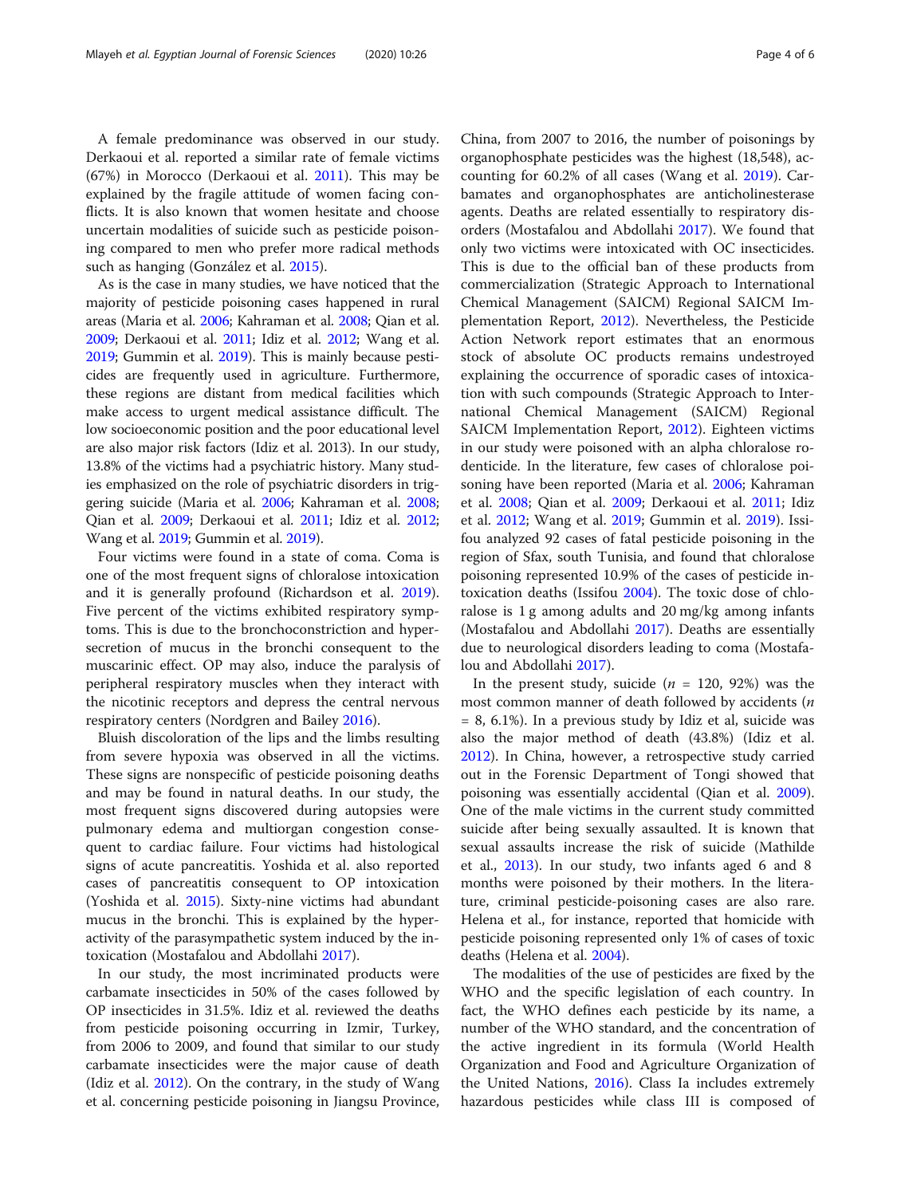A female predominance was observed in our study. Derkaoui et al. reported a similar rate of female victims (67%) in Morocco (Derkaoui et al. 2011). This may be explained by the fragile attitude of women facing conflicts. It is also known that women hesitate and choose uncertain modalities of suicide such as pesticide poisoning compared to men who prefer more radical methods such as hanging (González et al. 2015).

As is the case in many studies, we have noticed that the majority of pesticide poisoning cases happened in rural areas (Maria et al. 2006; Kahraman et al. 2008; Qian et al. 2009; Derkaoui et al. 2011; Idiz et al. 2012; Wang et al. 2019; Gummin et al. 2019). This is mainly because pesticides are frequently used in agriculture. Furthermore, these regions are distant from medical facilities which make access to urgent medical assistance difficult. The low socioeconomic position and the poor educational level are also major risk factors (Idiz et al. 2013). In our study, 13.8% of the victims had a psychiatric history. Many studies emphasized on the role of psychiatric disorders in triggering suicide (Maria et al. 2006; Kahraman et al. 2008; Qian et al. 2009; Derkaoui et al. 2011; Idiz et al. 2012; Wang et al. 2019; Gummin et al. 2019).

Four victims were found in a state of coma. Coma is one of the most frequent signs of chloralose intoxication and it is generally profound (Richardson et al. 2019). Five percent of the victims exhibited respiratory symptoms. This is due to the bronchoconstriction and hypersecretion of mucus in the bronchi consequent to the muscarinic effect. OP may also, induce the paralysis of peripheral respiratory muscles when they interact with the nicotinic receptors and depress the central nervous respiratory centers (Nordgren and Bailey 2016).

Bluish discoloration of the lips and the limbs resulting from severe hypoxia was observed in all the victims. These signs are nonspecific of pesticide poisoning deaths and may be found in natural deaths. In our study, the most frequent signs discovered during autopsies were pulmonary edema and multiorgan congestion consequent to cardiac failure. Four victims had histological signs of acute pancreatitis. Yoshida et al. also reported cases of pancreatitis consequent to OP intoxication (Yoshida et al. 2015). Sixty-nine victims had abundant mucus in the bronchi. This is explained by the hyperactivity of the parasympathetic system induced by the intoxication (Mostafalou and Abdollahi 2017).

In our study, the most incriminated products were carbamate insecticides in 50% of the cases followed by OP insecticides in 31.5%. Idiz et al. reviewed the deaths from pesticide poisoning occurring in Izmir, Turkey, from 2006 to 2009, and found that similar to our study carbamate insecticides were the major cause of death (Idiz et al. 2012). On the contrary, in the study of Wang et al. concerning pesticide poisoning in Jiangsu Province, China, from 2007 to 2016, the number of poisonings by organophosphate pesticides was the highest (18,548), accounting for 60.2% of all cases (Wang et al. 2019). Carbamates and organophosphates are anticholinesterase agents. Deaths are related essentially to respiratory disorders (Mostafalou and Abdollahi 2017). We found that only two victims were intoxicated with OC insecticides. This is due to the official ban of these products from commercialization (Strategic Approach to International Chemical Management (SAICM) Regional SAICM Implementation Report, 2012). Nevertheless, the Pesticide Action Network report estimates that an enormous stock of absolute OC products remains undestroyed explaining the occurrence of sporadic cases of intoxication with such compounds (Strategic Approach to International Chemical Management (SAICM) Regional SAICM Implementation Report, 2012). Eighteen victims in our study were poisoned with an alpha chloralose rodenticide. In the literature, few cases of chloralose poisoning have been reported (Maria et al. 2006; Kahraman et al. 2008; Qian et al. 2009; Derkaoui et al. 2011; Idiz et al. 2012; Wang et al. 2019; Gummin et al. 2019). Issifou analyzed 92 cases of fatal pesticide poisoning in the region of Sfax, south Tunisia, and found that chloralose poisoning represented 10.9% of the cases of pesticide intoxication deaths (Issifou 2004). The toxic dose of chloralose is 1 g among adults and 20 mg/kg among infants (Mostafalou and Abdollahi 2017). Deaths are essentially due to neurological disorders leading to coma (Mostafalou and Abdollahi 2017).

In the present study, suicide ($n$ = 120, 92%) was the most common manner of death followed by accidents ($n$ = 8, 6.1%). In a previous study by Idiz et al, suicide was also the major method of death (43.8%) (Idiz et al. 2012). In China, however, a retrospective study carried out in the Forensic Department of Tongi showed that poisoning was essentially accidental (Qian et al. 2009). One of the male victims in the current study committed suicide after being sexually assaulted. It is known that sexual assaults increase the risk of suicide (Mathilde et al., 2013). In our study, two infants aged 6 and 8 months were poisoned by their mothers. In the literature, criminal pesticide-poisoning cases are also rare. Helena et al., for instance, reported that homicide with pesticide poisoning represented only 1% of cases of toxic deaths (Helena et al. 2004).

The modalities of the use of pesticides are fixed by the WHO and the specific legislation of each country. In fact, the WHO defines each pesticide by its name, a number of the WHO standard, and the concentration of the active ingredient in its formula (World Health Organization and Food and Agriculture Organization of the United Nations, 2016). Class Ia includes extremely hazardous pesticides while class III is composed of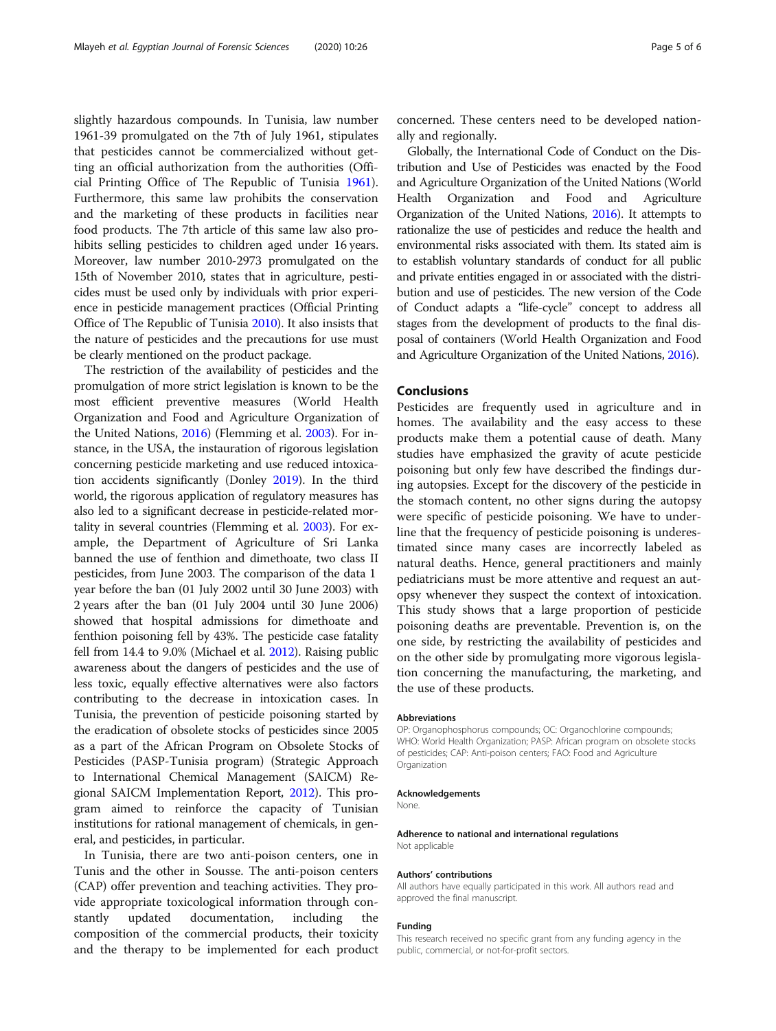slightly hazardous compounds. In Tunisia, law number 1961-39 promulgated on the 7th of July 1961, stipulates that pesticides cannot be commercialized without getting an official authorization from the authorities (Official Printing Office of The Republic of Tunisia 1961). Furthermore, this same law prohibits the conservation and the marketing of these products in facilities near food products. The 7th article of this same law also prohibits selling pesticides to children aged under 16 years. Moreover, law number 2010-2973 promulgated on the 15th of November 2010, states that in agriculture, pesticides must be used only by individuals with prior experience in pesticide management practices (Official Printing Office of The Republic of Tunisia 2010). It also insists that the nature of pesticides and the precautions for use must be clearly mentioned on the product package.

The restriction of the availability of pesticides and the promulgation of more strict legislation is known to be the most efficient preventive measures (World Health Organization and Food and Agriculture Organization of the United Nations, 2016) (Flemming et al. 2003). For instance, in the USA, the instauration of rigorous legislation concerning pesticide marketing and use reduced intoxication accidents significantly (Donley 2019). In the third world, the rigorous application of regulatory measures has also led to a significant decrease in pesticide-related mortality in several countries (Flemming et al. 2003). For example, the Department of Agriculture of Sri Lanka banned the use of fenthion and dimethoate, two class II pesticides, from June 2003. The comparison of the data 1 year before the ban (01 July 2002 until 30 June 2003) with 2 years after the ban (01 July 2004 until 30 June 2006) showed that hospital admissions for dimethoate and fenthion poisoning fell by 43%. The pesticide case fatality fell from 14.4 to 9.0% (Michael et al. 2012). Raising public awareness about the dangers of pesticides and the use of less toxic, equally effective alternatives were also factors contributing to the decrease in intoxication cases. In Tunisia, the prevention of pesticide poisoning started by the eradication of obsolete stocks of pesticides since 2005 as a part of the African Program on Obsolete Stocks of Pesticides (PASP-Tunisia program) (Strategic Approach to International Chemical Management (SAICM) Regional SAICM Implementation Report, 2012). This program aimed to reinforce the capacity of Tunisian institutions for rational management of chemicals, in general, and pesticides, in particular.

In Tunisia, there are two anti-poison centers, one in Tunis and the other in Sousse. The anti-poison centers (CAP) offer prevention and teaching activities. They provide appropriate toxicological information through constantly updated documentation, including the composition of the commercial products, their toxicity and the therapy to be implemented for each product concerned. These centers need to be developed nationally and regionally.

Globally, the International Code of Conduct on the Distribution and Use of Pesticides was enacted by the Food and Agriculture Organization of the United Nations (World Health Organization and Food and Agriculture Organization of the United Nations, 2016). It attempts to rationalize the use of pesticides and reduce the health and environmental risks associated with them. Its stated aim is to establish voluntary standards of conduct for all public and private entities engaged in or associated with the distribution and use of pesticides. The new version of the Code of Conduct adapts a "life-cycle" concept to address all stages from the development of products to the final disposal of containers (World Health Organization and Food and Agriculture Organization of the United Nations, 2016).

## Conclusions

Pesticides are frequently used in agriculture and in homes. The availability and the easy access to these products make them a potential cause of death. Many studies have emphasized the gravity of acute pesticide poisoning but only few have described the findings during autopsies. Except for the discovery of the pesticide in the stomach content, no other signs during the autopsy were specific of pesticide poisoning. We have to underline that the frequency of pesticide poisoning is underestimated since many cases are incorrectly labeled as natural deaths. Hence, general practitioners and mainly pediatricians must be more attentive and request an autopsy whenever they suspect the context of intoxication. This study shows that a large proportion of pesticide poisoning deaths are preventable. Prevention is, on the one side, by restricting the availability of pesticides and on the other side by promulgating more vigorous legislation concerning the manufacturing, the marketing, and the use of these products.

#### Abbreviations

OP: Organophosphorus compounds; OC: Organochlorine compounds; WHO: World Health Organization; PASP: African program on obsolete stocks of pesticides; CAP: Anti-poison centers; FAO: Food and Agriculture Organization

#### Acknowledgements

None.

#### Adherence to national and international regulations

Not applicable

#### Authors' contributions

All authors have equally participated in this work. All authors read and approved the final manuscript.

#### Funding

This research received no specific grant from any funding agency in the public, commercial, or not-for-profit sectors.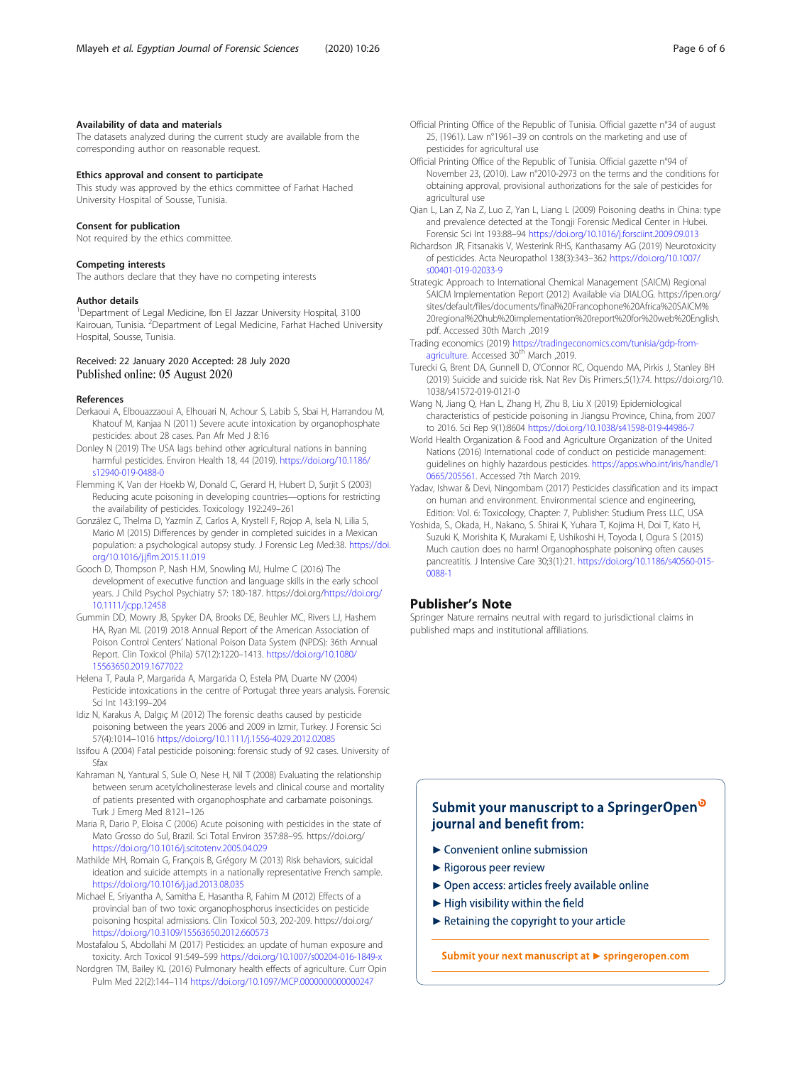### Availability of data and materials

The datasets analyzed during the current study are available from the corresponding author on reasonable request.

### Ethics approval and consent to participate

This study was approved by the ethics committee of Farhat Hached University Hospital of Sousse, Tunisia.

### Consent for publication

Not required by the ethics committee.

### Competing interests

The authors declare that they have no competing interests

### Author details

[1]Department of Legal Medicine, Ibn El Jazzar University Hospital, 3100 Kairouan, Tunisia. [2]Department of Legal Medicine, Farhat Hached University Hospital, Sousse, Tunisia.

Received: 22 January 2020 Accepted: 28 July 2020
Published online: 05 August 2020

### References

Derkaoui A, Elbouazzaoui A, Elhouari N, Achour S, Labib S, Sbai H, Harrandou M, Khatouf M, Kanjaa N (2011) Severe acute intoxication by organophosphate pesticides: about 28 cases. Pan Afr Med J 8:16

Donley N (2019) The USA lags behind other agricultural nations in banning harmful pesticides. Environ Health 18, 44 (2019). https://doi.org/10.1186/s12940-019-0488-0

Flemming K, Van der Hoekb W, Donald C, Gerard H, Hubert D, Surjit S (2003) Reducing acute poisoning in developing countries—options for restricting the availability of pesticides. Toxicology 192:249–261

González C, Thelma D, Yazmín Z, Carlos A, Krystell F, Rojop A, Isela N, Lilia S, Mario M (2015) Differences by gender in completed suicides in a Mexican population: a psychological autopsy study. J Forensic Leg Med:38. https://doi.org/10.1016/j.jflm.2015.11.019

Gooch D, Thompson P, Nash H.M, Snowling MJ, Hulme C (2016) The development of executive function and language skills in the early school years. J Child Psychol Psychiatry 57: 180-187. https://doi.org/https://doi.org/10.1111/jcpp.12458

Gummin DD, Mowry JB, Spyker DA, Brooks DE, Beuhler MC, Rivers LJ, Hashem HA, Ryan ML (2019) 2018 Annual Report of the American Association of Poison Control Centers' National Poison Data System (NPDS): 36th Annual Report. Clin Toxicol (Phila) 57(12):1220–1413. https://doi.org/10.1080/15563650.2019.1677022

Helena T, Paula P, Margarida A, Margarida O, Estela PM, Duarte NV (2004) Pesticide intoxications in the centre of Portugal: three years analysis. Forensic Sci Int 143:199–204

Idiz N, Karakus A, Dalgıç M (2012) The forensic deaths caused by pesticide poisoning between the years 2006 and 2009 in Izmir, Turkey. J Forensic Sci 57(4):1014–1016 https://doi.org/10.1111/j.1556-4029.2012.02085

Issifou A (2004) Fatal pesticide poisoning: forensic study of 92 cases. University of Sfax

Kahraman N, Yantural S, Sule O, Nese H, Nil T (2008) Evaluating the relationship between serum acetylcholinesterase levels and clinical course and mortality of patients presented with organophosphate and carbamate poisonings. Turk J Emerg Med 8:121–126

Maria R, Dario P, Eloisa C (2006) Acute poisoning with pesticides in the state of Mato Grosso do Sul, Brazil. Sci Total Environ 357:88–95. https://doi.org/https://doi.org/10.1016/j.scitotenv.2005.04.029

Mathilde MH, Romain G, François B, Grégory M (2013) Risk behaviors, suicidal ideation and suicide attempts in a nationally representative French sample. https://doi.org/10.1016/j.jad.2013.08.035

Michael E, Sriyantha A, Samitha E, Hasantha R, Fahim M (2012) Effects of a provincial ban of two toxic organophosphorus insecticides on pesticide poisoning hospital admissions. Clin Toxicol 50:3, 202-209. https://doi.org/https://doi.org/10.3109/15563650.2012.660573

Mostafalou S, Abdollahi M (2017) Pesticides: an update of human exposure and toxicity. Arch Toxicol 91:549–599 https://doi.org/10.1007/s00204-016-1849-x

Nordgren TM, Bailey KL (2016) Pulmonary health effects of agriculture. Curr Opin Pulm Med 22(2):144–114 https://doi.org/10.1097/MCP.0000000000000247

Official Printing Office of the Republic of Tunisia. Official gazette n°34 of august 25, (1961). Law n°1961–39 on controls on the marketing and use of pesticides for agricultural use

Official Printing Office of the Republic of Tunisia. Official gazette n°94 of November 23, (2010). Law n°2010-2973 on the terms and the conditions for obtaining approval, provisional authorizations for the sale of pesticides for agricultural use

Qian L, Lan Z, Na Z, Luo Z, Yan L, Liang L (2009) Poisoning deaths in China: type and prevalence detected at the Tongji Forensic Medical Center in Hubei. Forensic Sci Int 193:88–94 https://doi.org/10.1016/j.forsciint.2009.09.013

Richardson JR, Fitsanakis V, Westerink RHS, Kanthasamy AG (2019) Neurotoxicity of pesticides. Acta Neuropathol 138(3):343–362 https://doi.org/10.1007/s00401-019-02033-9

Strategic Approach to International Chemical Management (SAICM) Regional SAICM Implementation Report (2012) Available via DIALOG. https://ipen.org/sites/default/files/documents/final%20Francophone%20Africa%20SAICM%20regional%20hub%20implementation%20report%20for%20web%20English.pdf. Accessed 30th March ,2019

Trading economics (2019) https://tradingeconomics.com/tunisia/gdp-from-agriculture. Accessed 30[th] March ,2019.

Turecki G, Brent DA, Gunnell D, O'Connor RC, Oquendo MA, Pirkis J, Stanley BH (2019) Suicide and suicide risk. Nat Rev Dis Primers.;5(1):74. https://doi.org/10.1038/s41572-019-0121-0

Wang N, Jiang Q, Han L, Zhang H, Zhu B, Liu X (2019) Epidemiological characteristics of pesticide poisoning in Jiangsu Province, China, from 2007 to 2016. Sci Rep 9(1):8604 https://doi.org/10.1038/s41598-019-44986-7

World Health Organization & Food and Agriculture Organization of the United Nations (2016) International code of conduct on pesticide management: guidelines on highly hazardous pesticides. https://apps.who.int/iris/handle/10665/205561. Accessed 7th March 2019.

Yadav, Ishwar & Devi, Ningombam (2017) Pesticides classification and its impact on human and environment. Environmental science and engineering, Edition: Vol. 6: Toxicology, Chapter: 7, Publisher: Studium Press LLC, USA

Yoshida, S., Okada, H., Nakano, S. Shirai K, Yuhara T, Kojima H, Doi T, Kato H, Suzuki K, Morishita K, Murakami E, Ushikoshi H, Toyoda I, Ogura S (2015) Much caution does no harm! Organophosphate poisoning often causes pancreatitis. J Intensive Care 30;3(1):21. https://doi.org/10.1186/s40560-015-0088-1

## Publisher's Note

Springer Nature remains neutral with regard to jurisdictional claims in published maps and institutional affiliations.

**Submit your manuscript to a SpringerOpen journal and benefit from:**

- ► Convenient online submission
- ► Rigorous peer review
- ► Open access: articles freely available online
- ► High visibility within the field
- ► Retaining the copyright to your article

**Submit your next manuscript at ► springeropen.com**